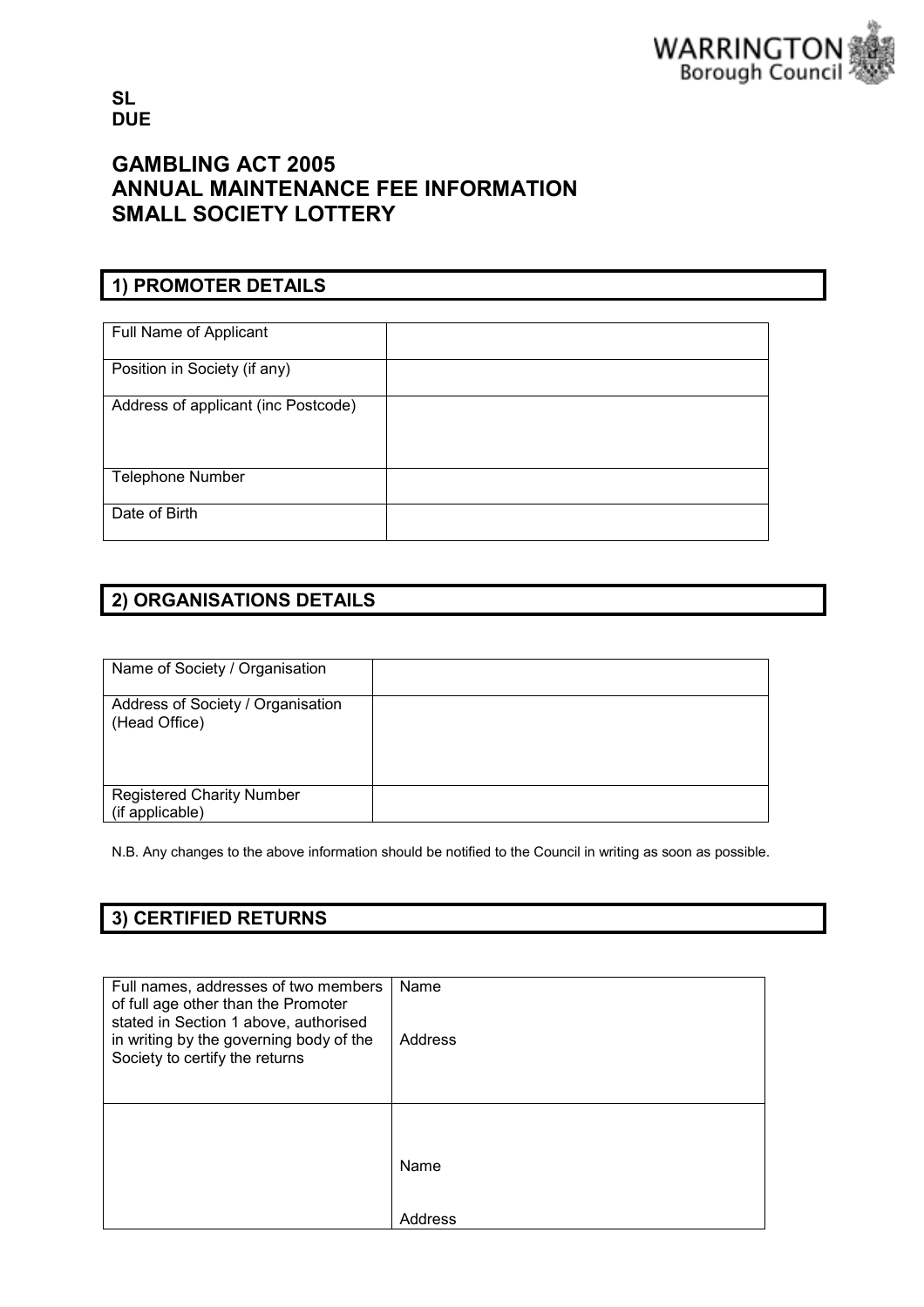WARRINGTON Borough Council

**SL**
**DUE**

# GAMBLING ACT 2005
# ANNUAL MAINTENANCE FEE INFORMATION
# SMALL SOCIETY LOTTERY

## 1) PROMOTER DETAILS

| Full Name of Applicant | |
|---|---|
| Position in Society (if any) | |
| Address of applicant (inc Postcode) | |
| Telephone Number | |
| Date of Birth | |

## 2) ORGANISATIONS DETAILS

| Name of Society / Organisation | |
|---|---|
| Address of Society / Organisation (Head Office) | |
| Registered Charity Number (if applicable) | |

N.B. Any changes to the above information should be notified to the Council in writing as soon as possible.

## 3) CERTIFIED RETURNS

| Full names, addresses of two members of full age other than the Promoter stated in Section 1 above, authorised in writing by the governing body of the Society to certify the returns | Name<br><br>Address |
|---|---|
| | Name<br><br>Address |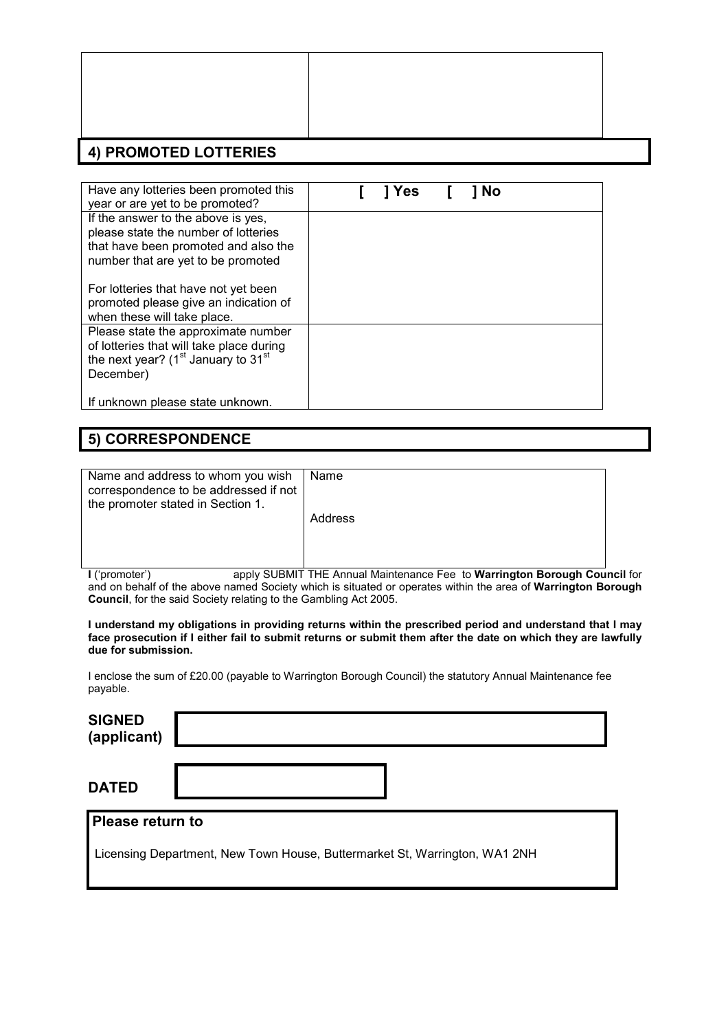| | |
|---|---|
| | |

## 4) PROMOTED LOTTERIES

| | |
|---|---|
| Have any lotteries been promoted this year or are yet to be promoted? | **[ ] Yes [ ] No** |
| If the answer to the above is yes, please state the number of lotteries that have been promoted and also the number that are yet to be promoted<br><br>For lotteries that have not yet been promoted please give an indication of when these will take place. | |
| Please state the approximate number of lotteries that will take place during the next year? (1st January to 31st December)<br><br>If unknown please state unknown. | |

## 5) CORRESPONDENCE

| | |
|---|---|
| Name and address to whom you wish correspondence to be addressed if not the promoter stated in Section 1. | Name<br><br>Address |

**I** ('promoter') apply SUBMIT THE Annual Maintenance Fee to **Warrington Borough Council** for and on behalf of the above named Society which is situated or operates within the area of **Warrington Borough Council**, for the said Society relating to the Gambling Act 2005.

**I understand my obligations in providing returns within the prescribed period and understand that I may face prosecution if I either fail to submit returns or submit them after the date on which they are lawfully due for submission.**

I enclose the sum of £20.00 (payable to Warrington Borough Council) the statutory Annual Maintenance fee payable.

**SIGNED (applicant)**

**DATED**

**Please return to**

Licensing Department, New Town House, Buttermarket St, Warrington, WA1 2NH